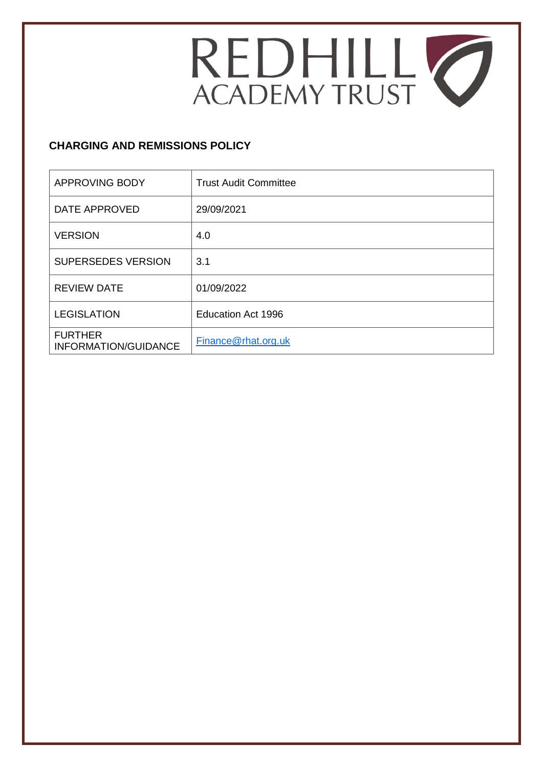REDHILL ACADEMY TRUST

## CHARGING AND REMISSIONS POLICY

| | |
|---|---|
| APPROVING BODY | Trust Audit Committee |
| DATE APPROVED | 29/09/2021 |
| VERSION | 4.0 |
| SUPERSEDES VERSION | 3.1 |
| REVIEW DATE | 01/09/2022 |
| LEGISLATION | Education Act 1996 |
| FURTHER INFORMATION/GUIDANCE | Finance@rhat.org.uk |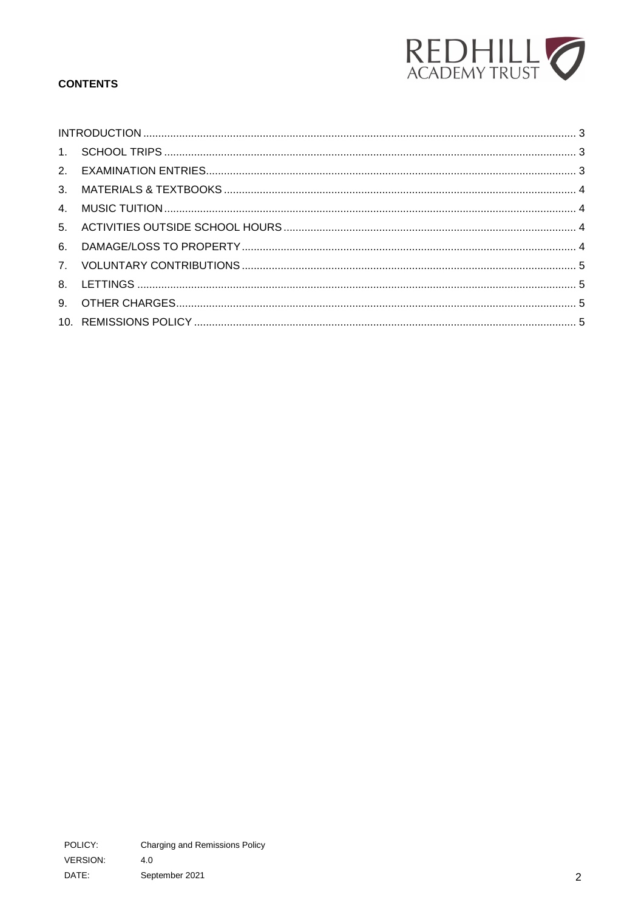**CONTENTS**

INTRODUCTION ..... 3
1. SCHOOL TRIPS ..... 3
2. EXAMINATION ENTRIES ..... 3
3. MATERIALS & TEXTBOOKS ..... 4
4. MUSIC TUITION ..... 4
5. ACTIVITIES OUTSIDE SCHOOL HOURS ..... 4
6. DAMAGE/LOSS TO PROPERTY ..... 4
7. VOLUNTARY CONTRIBUTIONS ..... 5
8. LETTINGS ..... 5
9. OTHER CHARGES ..... 5
10. REMISSIONS POLICY ..... 5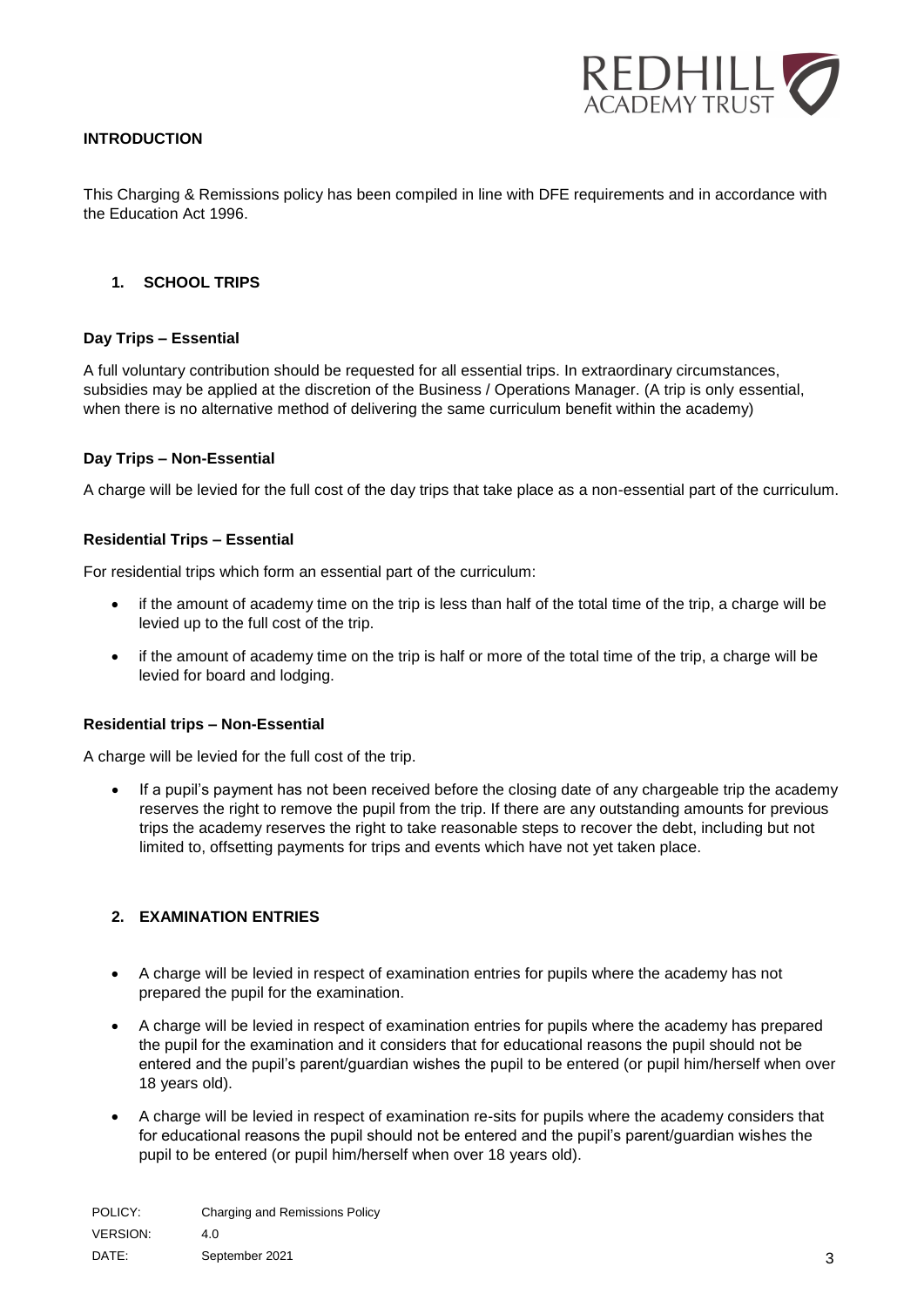## INTRODUCTION

This Charging & Remissions policy has been compiled in line with DFE requirements and in accordance with the Education Act 1996.

### 1. SCHOOL TRIPS

**Day Trips – Essential**

A full voluntary contribution should be requested for all essential trips. In extraordinary circumstances, subsidies may be applied at the discretion of the Business / Operations Manager. (A trip is only essential, when there is no alternative method of delivering the same curriculum benefit within the academy)

**Day Trips – Non-Essential**

A charge will be levied for the full cost of the day trips that take place as a non-essential part of the curriculum.

**Residential Trips – Essential**

For residential trips which form an essential part of the curriculum:

- if the amount of academy time on the trip is less than half of the total time of the trip, a charge will be levied up to the full cost of the trip.
- if the amount of academy time on the trip is half or more of the total time of the trip, a charge will be levied for board and lodging.

**Residential trips – Non-Essential**

A charge will be levied for the full cost of the trip.

- If a pupil's payment has not been received before the closing date of any chargeable trip the academy reserves the right to remove the pupil from the trip. If there are any outstanding amounts for previous trips the academy reserves the right to take reasonable steps to recover the debt, including but not limited to, offsetting payments for trips and events which have not yet taken place.

### 2. EXAMINATION ENTRIES

- A charge will be levied in respect of examination entries for pupils where the academy has not prepared the pupil for the examination.
- A charge will be levied in respect of examination entries for pupils where the academy has prepared the pupil for the examination and it considers that for educational reasons the pupil should not be entered and the pupil's parent/guardian wishes the pupil to be entered (or pupil him/herself when over 18 years old).
- A charge will be levied in respect of examination re-sits for pupils where the academy considers that for educational reasons the pupil should not be entered and the pupil's parent/guardian wishes the pupil to be entered (or pupil him/herself when over 18 years old).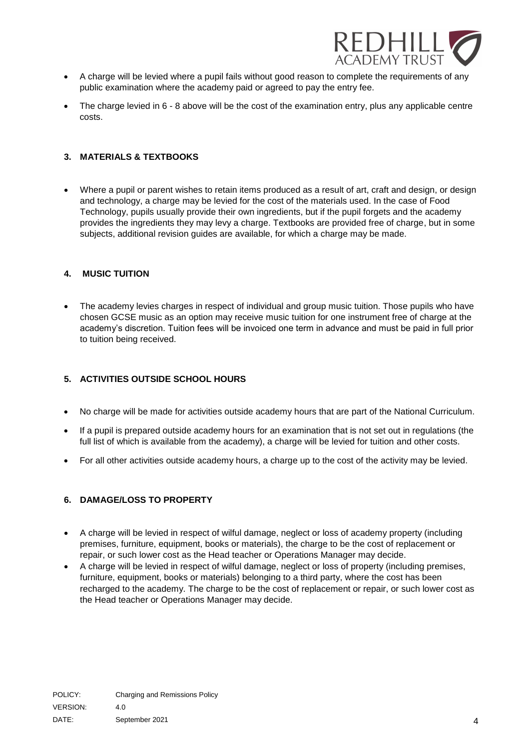- A charge will be levied where a pupil fails without good reason to complete the requirements of any public examination where the academy paid or agreed to pay the entry fee.
- The charge levied in 6 - 8 above will be the cost of the examination entry, plus any applicable centre costs.

### 3. MATERIALS & TEXTBOOKS

- Where a pupil or parent wishes to retain items produced as a result of art, craft and design, or design and technology, a charge may be levied for the cost of the materials used. In the case of Food Technology, pupils usually provide their own ingredients, but if the pupil forgets and the academy provides the ingredients they may levy a charge. Textbooks are provided free of charge, but in some subjects, additional revision guides are available, for which a charge may be made.

### 4. MUSIC TUITION

- The academy levies charges in respect of individual and group music tuition. Those pupils who have chosen GCSE music as an option may receive music tuition for one instrument free of charge at the academy's discretion. Tuition fees will be invoiced one term in advance and must be paid in full prior to tuition being received.

### 5. ACTIVITIES OUTSIDE SCHOOL HOURS

- No charge will be made for activities outside academy hours that are part of the National Curriculum.
- If a pupil is prepared outside academy hours for an examination that is not set out in regulations (the full list of which is available from the academy), a charge will be levied for tuition and other costs.
- For all other activities outside academy hours, a charge up to the cost of the activity may be levied.

### 6. DAMAGE/LOSS TO PROPERTY

- A charge will be levied in respect of wilful damage, neglect or loss of academy property (including premises, furniture, equipment, books or materials), the charge to be the cost of replacement or repair, or such lower cost as the Head teacher or Operations Manager may decide.
- A charge will be levied in respect of wilful damage, neglect or loss of property (including premises, furniture, equipment, books or materials) belonging to a third party, where the cost has been recharged to the academy. The charge to be the cost of replacement or repair, or such lower cost as the Head teacher or Operations Manager may decide.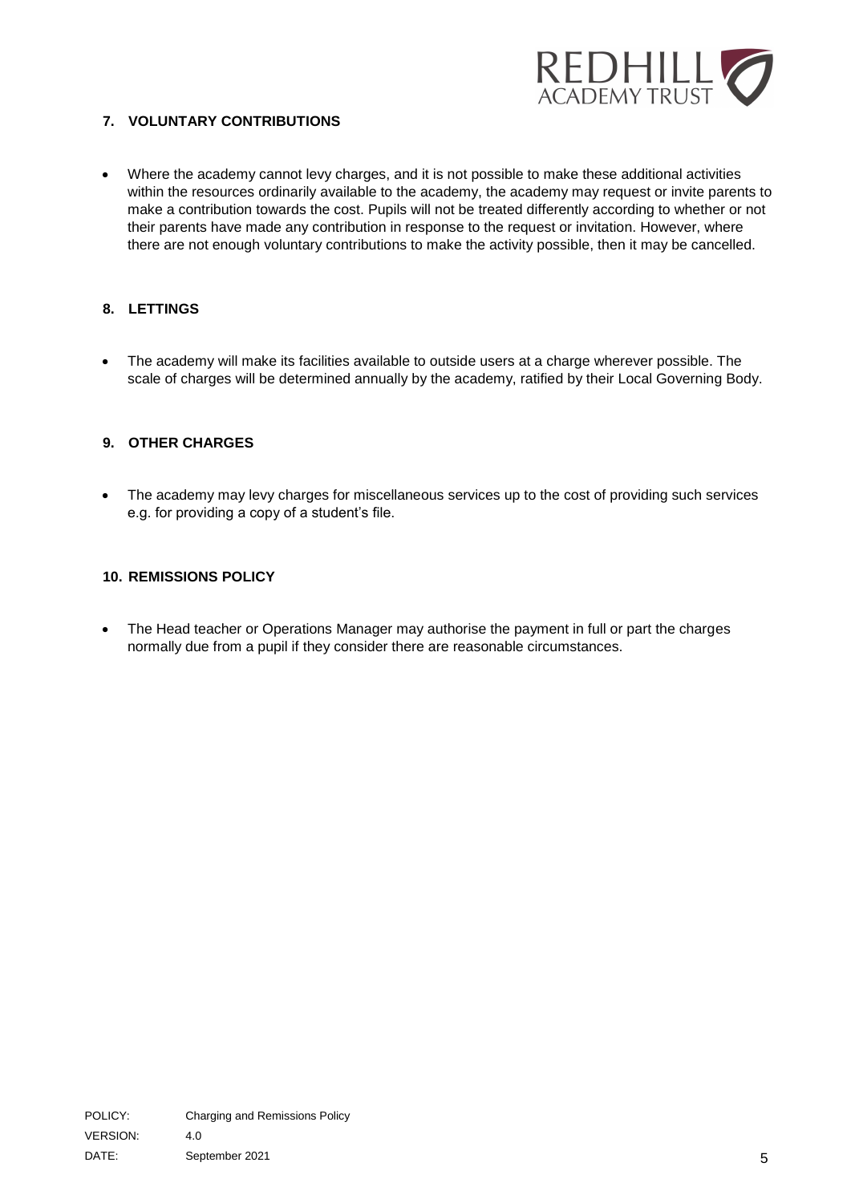## 7. VOLUNTARY CONTRIBUTIONS

- Where the academy cannot levy charges, and it is not possible to make these additional activities within the resources ordinarily available to the academy, the academy may request or invite parents to make a contribution towards the cost. Pupils will not be treated differently according to whether or not their parents have made any contribution in response to the request or invitation. However, where there are not enough voluntary contributions to make the activity possible, then it may be cancelled.

## 8. LETTINGS

- The academy will make its facilities available to outside users at a charge wherever possible. The scale of charges will be determined annually by the academy, ratified by their Local Governing Body.

## 9. OTHER CHARGES

- The academy may levy charges for miscellaneous services up to the cost of providing such services e.g. for providing a copy of a student's file.

## 10. REMISSIONS POLICY

- The Head teacher or Operations Manager may authorise the payment in full or part the charges normally due from a pupil if they consider there are reasonable circumstances.